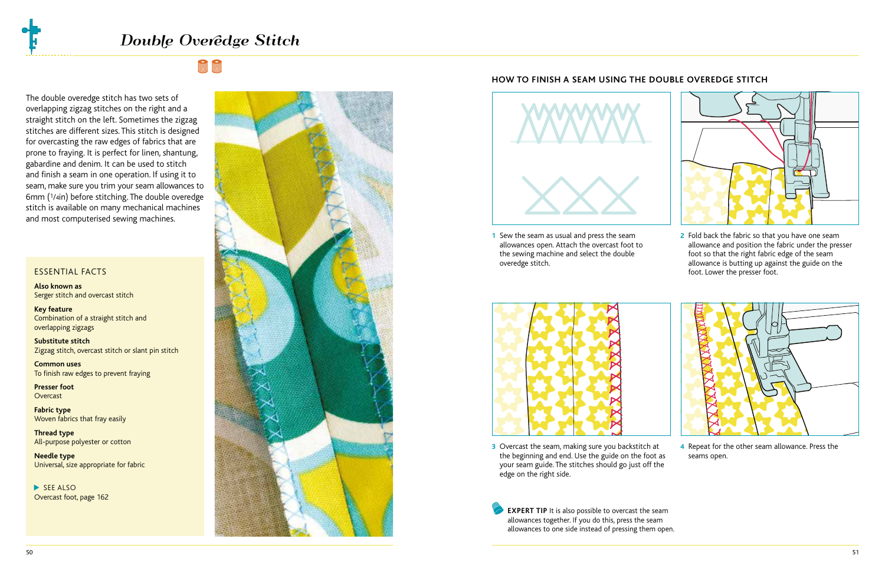# Double Overedge Stitch

The double overedge stitch has two sets of overlapping zigzag stitches on the right and a straight stitch on the left. Sometimes the zigzag stitches are different sizes. This stitch is designed for overcasting the raw edges of fabrics that are prone to fraying. It is perfect for linen, shantung, gabardine and denim. It can be used to stitch and finish a seam in one operation. If using it to seam, make sure you trim your seam allowances to 6mm (1/4in) before stitching. The double overedge stitch is available on many mechanical machines and most computerised sewing machines.

## ESSENTIAL FACTS

**Also known as**
Serger stitch and overcast stitch

**Key feature**
Combination of a straight stitch and overlapping zigzags

**Substitute stitch**
Zigzag stitch, overcast stitch or slant pin stitch

**Common uses**
To finish raw edges to prevent fraying

**Presser foot**
Overcast

**Fabric type**
Woven fabrics that fray easily

**Thread type**
All-purpose polyester or cotton

**Needle type**
Universal, size appropriate for fabric

▶ SEE ALSO
Overcast foot, page 162

## HOW TO FINISH A SEAM USING THE DOUBLE OVEREDGE STITCH

1 Sew the seam as usual and press the seam allowances open. Attach the overcast foot to the sewing machine and select the double overedge stitch.

2 Fold back the fabric so that you have one seam allowance and position the fabric under the presser foot so that the right fabric edge of the seam allowance is butting up against the guide on the foot. Lower the presser foot.

3 Overcast the seam, making sure you backstitch at the beginning and end. Use the guide on the foot as your seam guide. The stitches should go just off the edge on the right side.

4 Repeat for the other seam allowance. Press the seams open.

**EXPERT TIP** It is also possible to overcast the seam allowances together. If you do this, press the seam allowances to one side instead of pressing them open.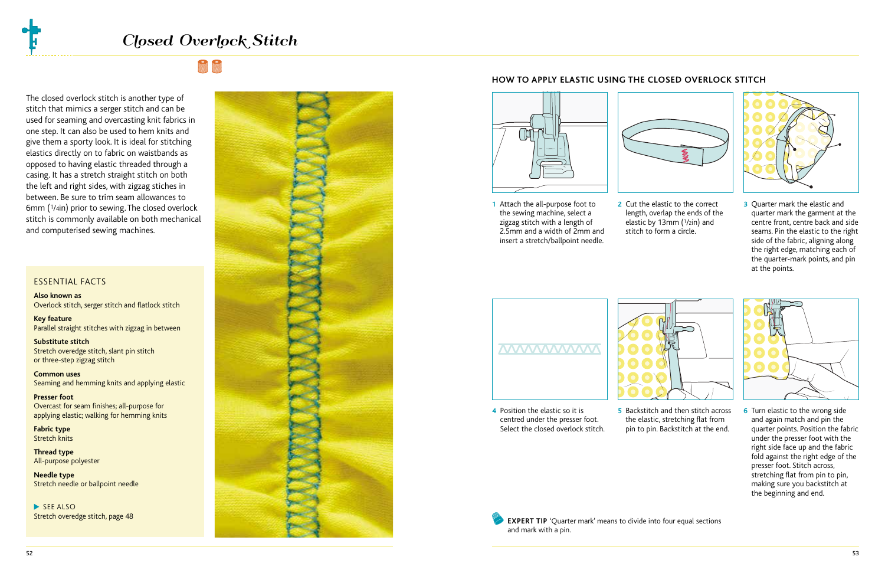# Closed Overlock Stitch

The closed overlock stitch is another type of stitch that mimics a serger stitch and can be used for seaming and overcasting knit fabrics in one step. It can also be used to hem knits and give them a sporty look. It is ideal for stitching elastics directly on to fabric on waistbands as opposed to having elastic threaded through a casing. It has a stretch straight stitch on both the left and right sides, with zigzag stiches in between. Be sure to trim seam allowances to 6mm (1/4in) prior to sewing. The closed overlock stitch is commonly available on both mechanical and computerised sewing machines.

## ESSENTIAL FACTS

**Also known as**
Overlock stitch, serger stitch and flatlock stitch

**Key feature**
Parallel straight stitches with zigzag in between

**Substitute stitch**
Stretch overedge stitch, slant pin stitch or three-step zigzag stitch

**Common uses**
Seaming and hemming knits and applying elastic

**Presser foot**
Overcast for seam finishes; all-purpose for applying elastic; walking for hemming knits

**Fabric type**
Stretch knits

**Thread type**
All-purpose polyester

**Needle type**
Stretch needle or ballpoint needle

▶ SEE ALSO
Stretch overedge stitch, page 48

## HOW TO APPLY ELASTIC USING THE CLOSED OVERLOCK STITCH

1 Attach the all-purpose foot to the sewing machine, select a zigzag stitch with a length of 2.5mm and a width of 2mm and insert a stretch/ballpoint needle.

2 Cut the elastic to the correct length, overlap the ends of the elastic by 13mm (1/2in) and stitch to form a circle.

3 Quarter mark the elastic and quarter mark the garment at the centre front, centre back and side seams. Pin the elastic to the right side of the fabric, aligning along the right edge, matching each of the quarter-mark points, and pin at the points.

4 Position the elastic so it is centred under the presser foot. Select the closed overlock stitch.

5 Backstitch and then stitch across the elastic, stretching flat from pin to pin. Backstitch at the end.

6 Turn elastic to the wrong side and again match and pin the quarter points. Position the fabric under the presser foot with the right side face up and the fabric fold against the right edge of the presser foot. Stitch across, stretching flat from pin to pin, making sure you backstitch at the beginning and end.

**EXPERT TIP** 'Quarter mark' means to divide into four equal sections and mark with a pin.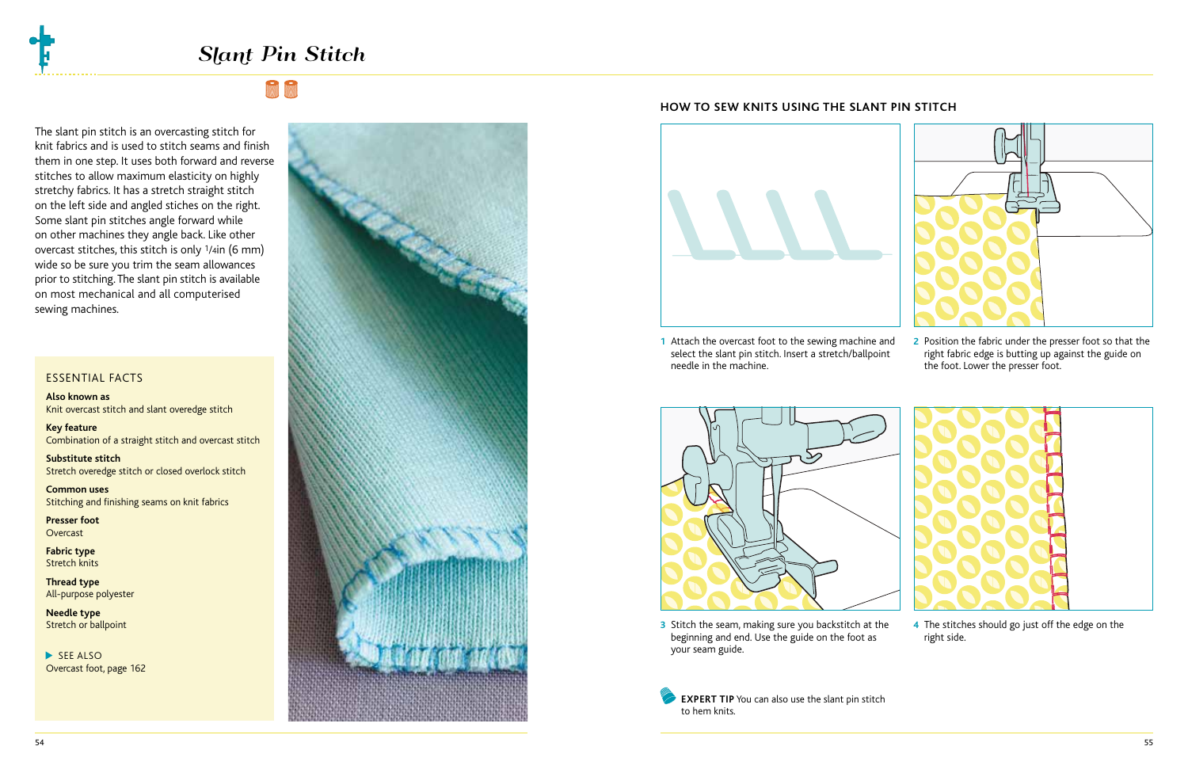# Slant Pin Stitch

The slant pin stitch is an overcasting stitch for knit fabrics and is used to stitch seams and finish them in one step. It uses both forward and reverse stitches to allow maximum elasticity on highly stretchy fabrics. It has a stretch straight stitch on the left side and angled stitches on the right. Some slant pin stitches angle forward while on other machines they angle back. Like other overcast stitches, this stitch is only 1/4in (6 mm) wide so be sure you trim the seam allowances prior to stitching. The slant pin stitch is available on most mechanical and all computerised sewing machines.

## ESSENTIAL FACTS

**Also known as**
Knit overcast stitch and slant overedge stitch

**Key feature**
Combination of a straight stitch and overcast stitch

**Substitute stitch**
Stretch overedge stitch or closed overlock stitch

**Common uses**
Stitching and finishing seams on knit fabrics

**Presser foot**
Overcast

**Fabric type**
Stretch knits

**Thread type**
All-purpose polyester

**Needle type**
Stretch or ballpoint

SEE ALSO
Overcast foot, page 162

## HOW TO SEW KNITS USING THE SLANT PIN STITCH

1 Attach the overcast foot to the sewing machine and select the slant pin stitch. Insert a stretch/ballpoint needle in the machine.

2 Position the fabric under the presser foot so that the right fabric edge is butting up against the guide on the foot. Lower the presser foot.

3 Stitch the seam, making sure you backstitch at the beginning and end. Use the guide on the foot as your seam guide.

4 The stitches should go just off the edge on the right side.

**EXPERT TIP** You can also use the slant pin stitch to hem knits.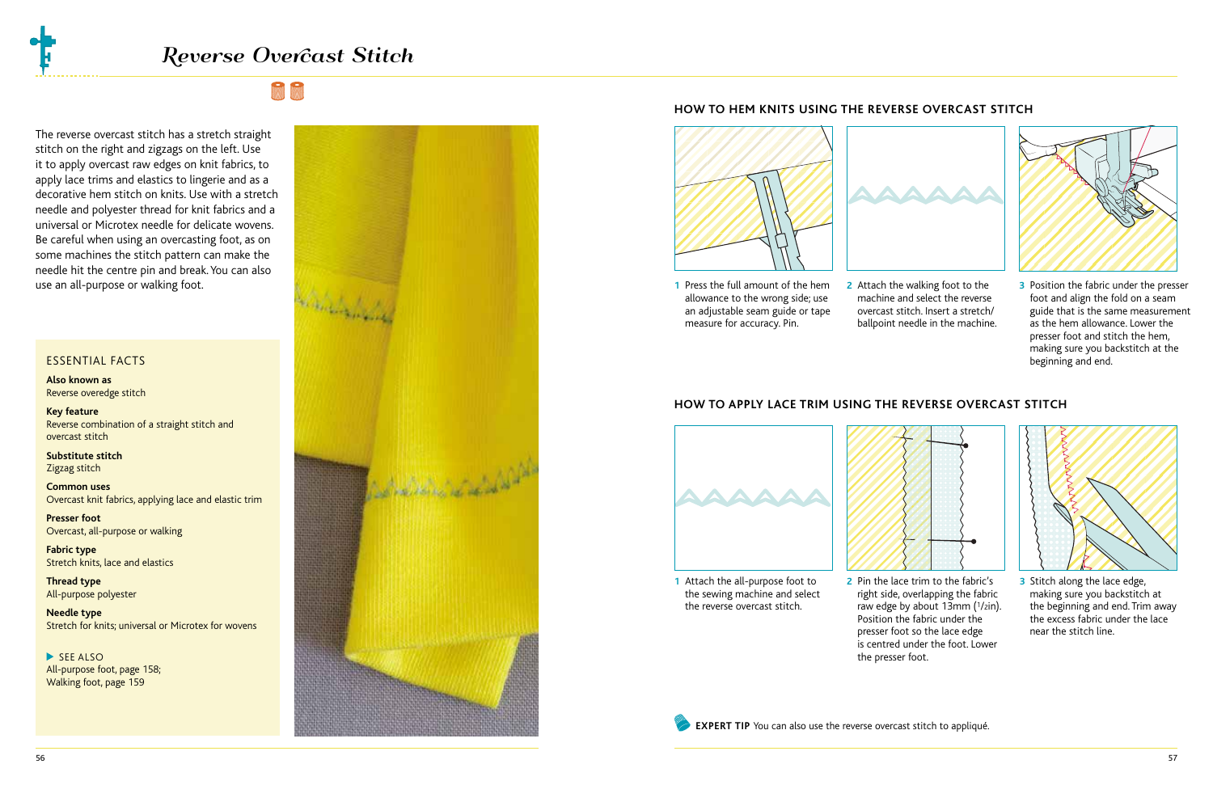# Reverse Overcast Stitch

The reverse overcast stitch has a stretch straight stitch on the right and zigzags on the left. Use it to apply overcast raw edges on knit fabrics, to apply lace trims and elastics to lingerie and as a decorative hem stitch on knits. Use with a stretch needle and polyester thread for knit fabrics and a universal or Microtex needle for delicate wovens. Be careful when using an overcasting foot, as on some machines the stitch pattern can make the needle hit the centre pin and break. You can also use an all-purpose or walking foot.

## ESSENTIAL FACTS

**Also known as**
Reverse overedge stitch

**Key feature**
Reverse combination of a straight stitch and overcast stitch

**Substitute stitch**
Zigzag stitch

**Common uses**
Overcast knit fabrics, applying lace and elastic trim

**Presser foot**
Overcast, all-purpose or walking

**Fabric type**
Stretch knits, lace and elastics

**Thread type**
All-purpose polyester

**Needle type**
Stretch for knits; universal or Microtex for wovens

▶ SEE ALSO
All-purpose foot, page 158;
Walking foot, page 159

## HOW TO HEM KNITS USING THE REVERSE OVERCAST STITCH

1 Press the full amount of the hem allowance to the wrong side; use an adjustable seam guide or tape measure for accuracy. Pin.

2 Attach the walking foot to the machine and select the reverse overcast stitch. Insert a stretch/ballpoint needle in the machine.

3 Position the fabric under the presser foot and align the fold on a seam guide that is the same measurement as the hem allowance. Lower the presser foot and stitch the hem, making sure you backstitch at the beginning and end.

## HOW TO APPLY LACE TRIM USING THE REVERSE OVERCAST STITCH

1 Attach the all-purpose foot to the sewing machine and select the reverse overcast stitch.

2 Pin the lace trim to the fabric's right side, overlapping the fabric raw edge by about 13mm (1/2in). Position the fabric under the presser foot so the lace edge is centred under the foot. Lower the presser foot.

3 Stitch along the lace edge, making sure you backstitch at the beginning and end. Trim away the excess fabric under the lace near the stitch line.

**EXPERT TIP** You can also use the reverse overcast stitch to appliqué.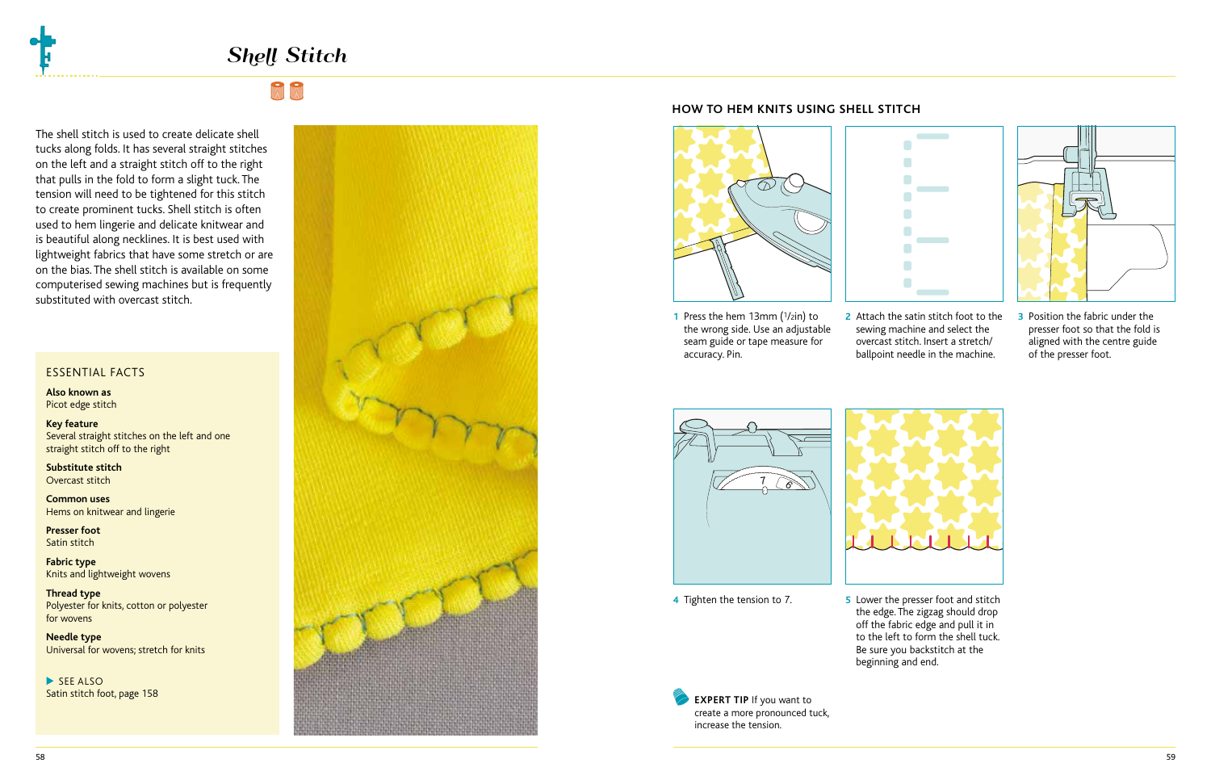# Shell Stitch

The shell stitch is used to create delicate shell tucks along folds. It has several straight stitches on the left and a straight stitch off to the right that pulls in the fold to form a slight tuck. The tension will need to be tightened for this stitch to create prominent tucks. Shell stitch is often used to hem lingerie and delicate knitwear and is beautiful along necklines. It is best used with lightweight fabrics that have some stretch or are on the bias. The shell stitch is available on some computerised sewing machines but is frequently substituted with overcast stitch.

## ESSENTIAL FACTS

**Also known as**
Picot edge stitch

**Key feature**
Several straight stitches on the left and one straight stitch off to the right

**Substitute stitch**
Overcast stitch

**Common uses**
Hems on knitwear and lingerie

**Presser foot**
Satin stitch

**Fabric type**
Knits and lightweight wovens

**Thread type**
Polyester for knits, cotton or polyester for wovens

**Needle type**
Universal for wovens; stretch for knits

▶ SEE ALSO
Satin stitch foot, page 158

## HOW TO HEM KNITS USING SHELL STITCH

1 Press the hem 13mm (½in) to the wrong side. Use an adjustable seam guide or tape measure for accuracy. Pin.

2 Attach the satin stitch foot to the sewing machine and select the overcast stitch. Insert a stretch/ballpoint needle in the machine.

3 Position the fabric under the presser foot so that the fold is aligned with the centre guide of the presser foot.

4 Tighten the tension to 7.

5 Lower the presser foot and stitch the edge. The zigzag should drop off the fabric edge and pull it in to the left to form the shell tuck. Be sure you backstitch at the beginning and end.

**EXPERT TIP** If you want to create a more pronounced tuck, increase the tension.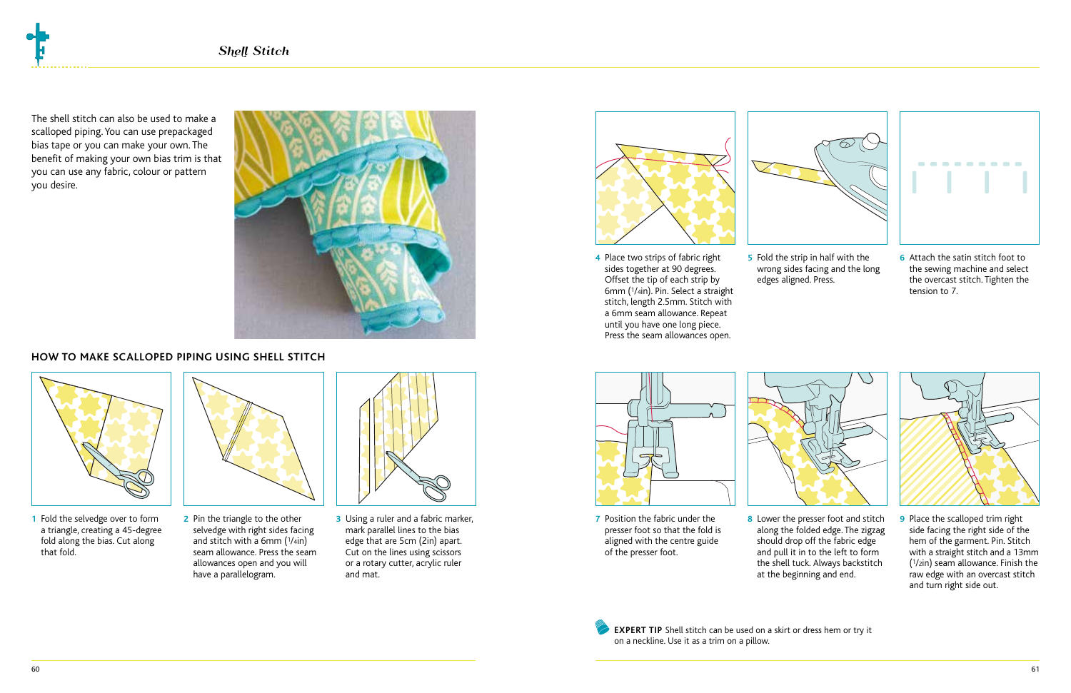The shell stitch can also be used to make a scalloped piping. You can use prepackaged bias tape or you can make your own. The benefit of making your own bias trim is that you can use any fabric, colour or pattern you desire.

## HOW TO MAKE SCALLOPED PIPING USING SHELL STITCH

1 Fold the selvedge over to form a triangle, creating a 45-degree fold along the bias. Cut along that fold.

2 Pin the triangle to the other selvedge with right sides facing and stitch with a 6mm (1/4in) seam allowance. Press the seam allowances open and you will have a parallelogram.

3 Using a ruler and a fabric marker, mark parallel lines to the bias edge that are 5cm (2in) apart. Cut on the lines using scissors or a rotary cutter, acrylic ruler and mat.

4 Place two strips of fabric right sides together at 90 degrees. Offset the tip of each strip by 6mm (1/4in). Pin. Select a straight stitch, length 2.5mm. Stitch with a 6mm seam allowance. Repeat until you have one long piece. Press the seam allowances open.

5 Fold the strip in half with the wrong sides facing and the long edges aligned. Press.

6 Attach the satin stitch foot to the sewing machine and select the overcast stitch. Tighten the tension to 7.

7 Position the fabric under the presser foot so that the fold is aligned with the centre guide of the presser foot.

8 Lower the presser foot and stitch along the folded edge. The zigzag should drop off the fabric edge and pull it in to the left to form the shell tuck. Always backstitch at the beginning and end.

9 Place the scalloped trim right side facing the right side of the hem of the garment. Pin. Stitch with a straight stitch and a 13mm (1/2in) seam allowance. Finish the raw edge with an overcast stitch and turn right side out.

**EXPERT TIP** Shell stitch can be used on a skirt or dress hem or try it on a neckline. Use it as a trim on a pillow.